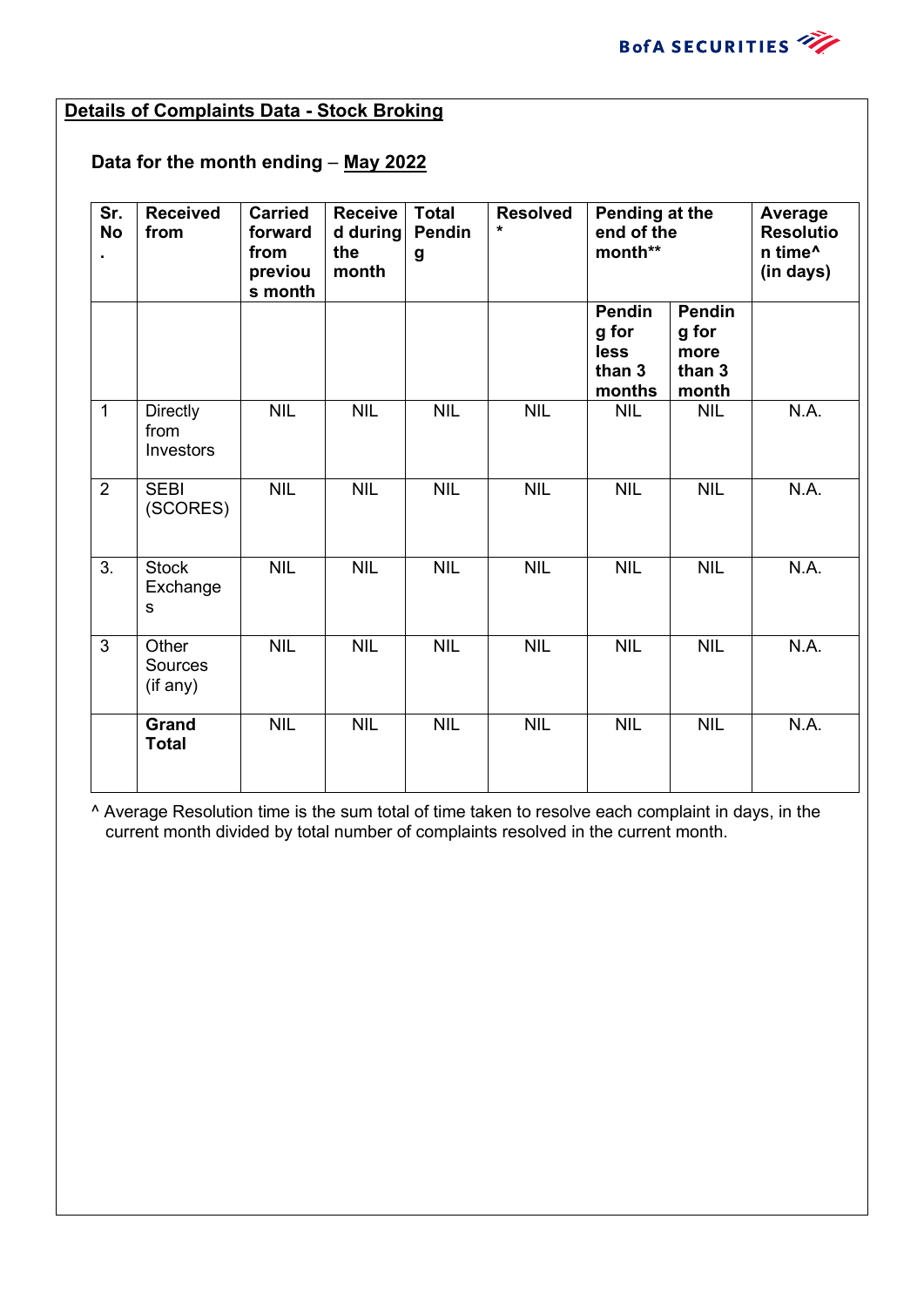## Details of Complaints Data - Stock Broking

### Data for the month ending – May 2022

| Sr. No. | Received from | Carried forward from previous month | Received during the month | Total Pending | Resolved * | Pending at the end of the month** | | Average Resolution time^ (in days) |
|---|---|---|---|---|---|---|---|---|
| | | | | | | Pending for less than 3 months | Pending for more than 3 month | |
| 1 | Directly from Investors | NIL | NIL | NIL | NIL | NIL | NIL | N.A. |
| 2 | SEBI (SCORES) | NIL | NIL | NIL | NIL | NIL | NIL | N.A. |
| 3. | Stock Exchanges | NIL | NIL | NIL | NIL | NIL | NIL | N.A. |
| 3 | Other Sources (if any) | NIL | NIL | NIL | NIL | NIL | NIL | N.A. |
| | **Grand Total** | NIL | NIL | NIL | NIL | NIL | NIL | N.A. |

^ Average Resolution time is the sum total of time taken to resolve each complaint in days, in the current month divided by total number of complaints resolved in the current month.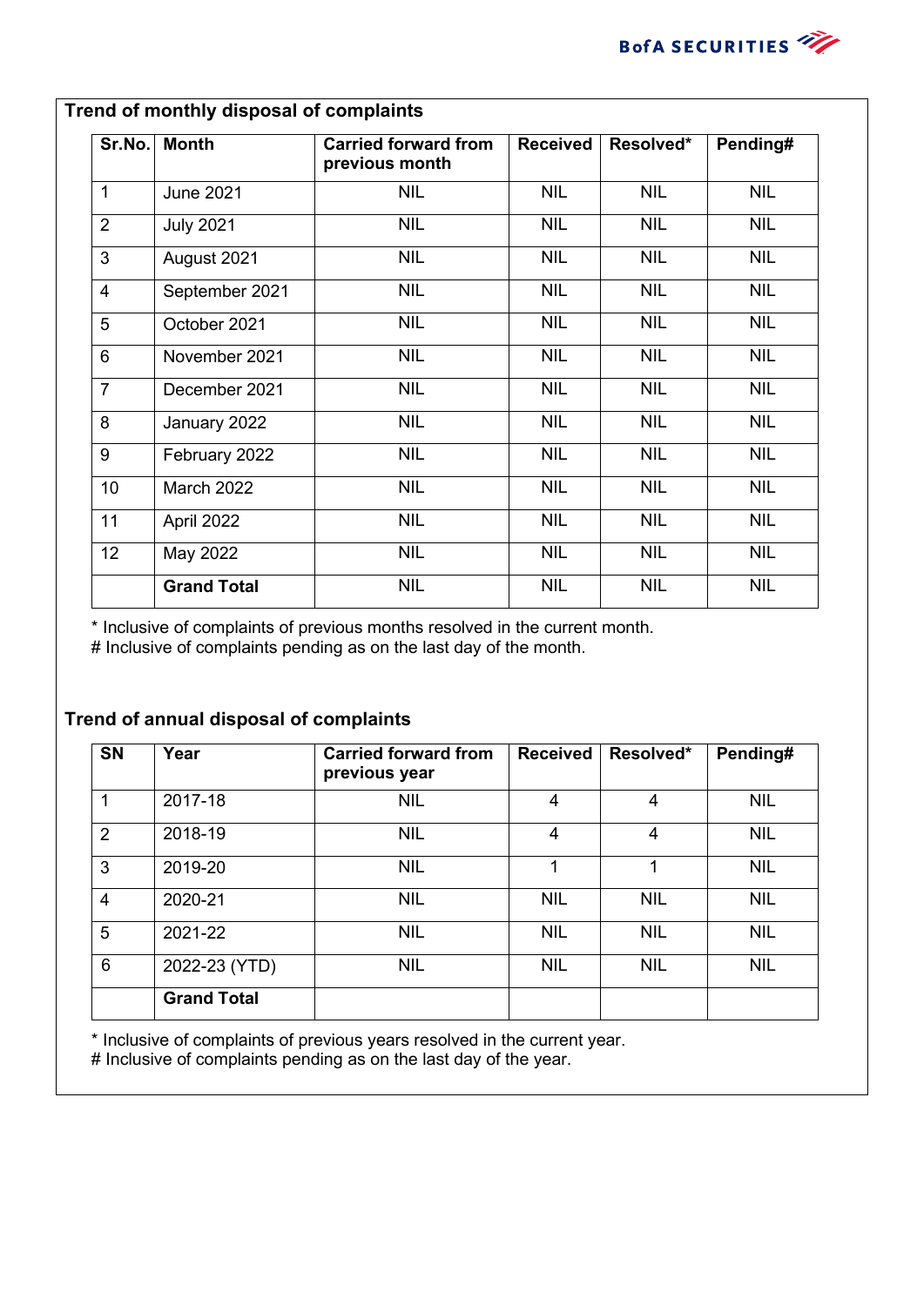## Trend of monthly disposal of complaints

| Sr.No. | Month | Carried forward from previous month | Received | Resolved* | Pending# |
|---|---|---|---|---|---|
| 1 | June 2021 | NIL | NIL | NIL | NIL |
| 2 | July 2021 | NIL | NIL | NIL | NIL |
| 3 | August 2021 | NIL | NIL | NIL | NIL |
| 4 | September 2021 | NIL | NIL | NIL | NIL |
| 5 | October 2021 | NIL | NIL | NIL | NIL |
| 6 | November 2021 | NIL | NIL | NIL | NIL |
| 7 | December 2021 | NIL | NIL | NIL | NIL |
| 8 | January 2022 | NIL | NIL | NIL | NIL |
| 9 | February 2022 | NIL | NIL | NIL | NIL |
| 10 | March 2022 | NIL | NIL | NIL | NIL |
| 11 | April 2022 | NIL | NIL | NIL | NIL |
| 12 | May 2022 | NIL | NIL | NIL | NIL |
| | **Grand Total** | NIL | NIL | NIL | NIL |

* Inclusive of complaints of previous months resolved in the current month.
# Inclusive of complaints pending as on the last day of the month.

## Trend of annual disposal of complaints

| SN | Year | Carried forward from previous year | Received | Resolved* | Pending# |
|---|---|---|---|---|---|
| 1 | 2017-18 | NIL | 4 | 4 | NIL |
| 2 | 2018-19 | NIL | 4 | 4 | NIL |
| 3 | 2019-20 | NIL | 1 | 1 | NIL |
| 4 | 2020-21 | NIL | NIL | NIL | NIL |
| 5 | 2021-22 | NIL | NIL | NIL | NIL |
| 6 | 2022-23 (YTD) | NIL | NIL | NIL | NIL |
| | **Grand Total** | | | | |

* Inclusive of complaints of previous years resolved in the current year.
# Inclusive of complaints pending as on the last day of the year.